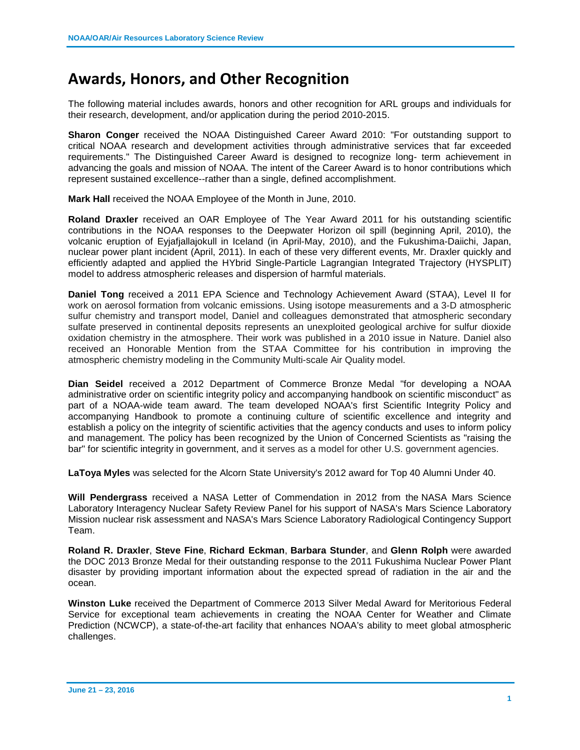# Awards, Honors, and Other Recognition

The following material includes awards, honors and other recognition for ARL groups and individuals for their research, development, and/or application during the period 2010-2015.

**Sharon Conger** received the NOAA Distinguished Career Award 2010: "For outstanding support to critical NOAA research and development activities through administrative services that far exceeded requirements." The Distinguished Career Award is designed to recognize long- term achievement in advancing the goals and mission of NOAA. The intent of the Career Award is to honor contributions which represent sustained excellence--rather than a single, defined accomplishment.

**Mark Hall** received the NOAA Employee of the Month in June, 2010.

**Roland Draxler** received an OAR Employee of The Year Award 2011 for his outstanding scientific contributions in the NOAA responses to the Deepwater Horizon oil spill (beginning April, 2010), the volcanic eruption of Eyjafjallajokull in Iceland (in April-May, 2010), and the Fukushima-Daiichi, Japan, nuclear power plant incident (April, 2011). In each of these very different events, Mr. Draxler quickly and efficiently adapted and applied the HYbrid Single-Particle Lagrangian Integrated Trajectory (HYSPLIT) model to address atmospheric releases and dispersion of harmful materials.

**Daniel Tong** received a 2011 EPA Science and Technology Achievement Award (STAA), Level II for work on aerosol formation from volcanic emissions. Using isotope measurements and a 3-D atmospheric sulfur chemistry and transport model, Daniel and colleagues demonstrated that atmospheric secondary sulfate preserved in continental deposits represents an unexploited geological archive for sulfur dioxide oxidation chemistry in the atmosphere. Their work was published in a 2010 issue in Nature. Daniel also received an Honorable Mention from the STAA Committee for his contribution in improving the atmospheric chemistry modeling in the Community Multi-scale Air Quality model.

**Dian Seidel** received a 2012 Department of Commerce Bronze Medal "for developing a NOAA administrative order on scientific integrity policy and accompanying handbook on scientific misconduct" as part of a NOAA-wide team award. The team developed NOAA's first Scientific Integrity Policy and accompanying Handbook to promote a continuing culture of scientific excellence and integrity and establish a policy on the integrity of scientific activities that the agency conducts and uses to inform policy and management. The policy has been recognized by the Union of Concerned Scientists as "raising the bar" for scientific integrity in government, and it serves as a model for other U.S. government agencies.

**LaToya Myles** was selected for the Alcorn State University's 2012 award for Top 40 Alumni Under 40.

**Will Pendergrass** received a NASA Letter of Commendation in 2012 from the NASA Mars Science Laboratory Interagency Nuclear Safety Review Panel for his support of NASA's Mars Science Laboratory Mission nuclear risk assessment and NASA's Mars Science Laboratory Radiological Contingency Support Team.

**Roland R. Draxler**, **Steve Fine**, **Richard Eckman**, **Barbara Stunder**, and **Glenn Rolph** were awarded the DOC 2013 Bronze Medal for their outstanding response to the 2011 Fukushima Nuclear Power Plant disaster by providing important information about the expected spread of radiation in the air and the ocean.

**Winston Luke** received the Department of Commerce 2013 Silver Medal Award for Meritorious Federal Service for exceptional team achievements in creating the NOAA Center for Weather and Climate Prediction (NCWCP), a state-of-the-art facility that enhances NOAA's ability to meet global atmospheric challenges.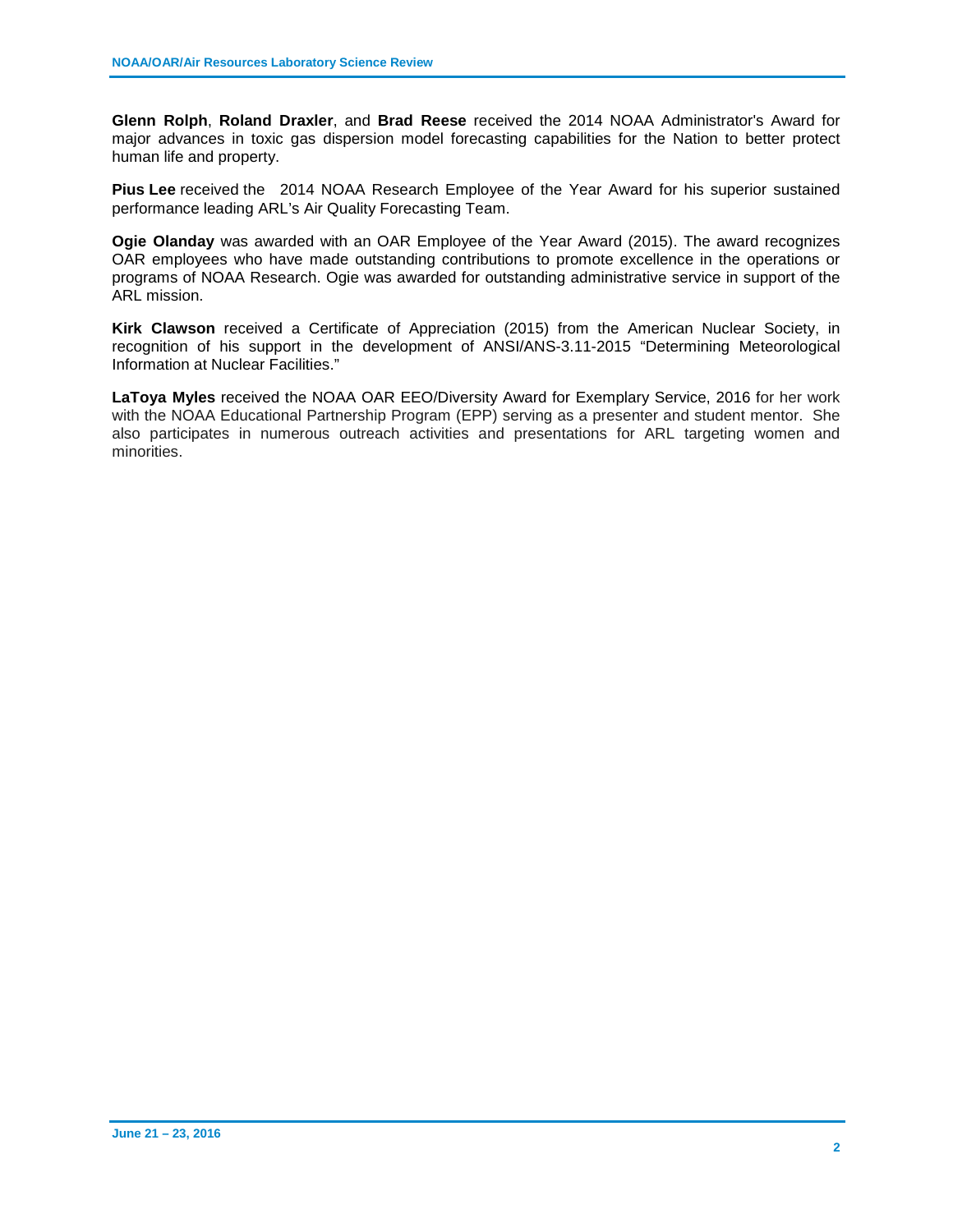**Glenn Rolph**, **Roland Draxler**, and **Brad Reese** received the 2014 NOAA Administrator's Award for major advances in toxic gas dispersion model forecasting capabilities for the Nation to better protect human life and property.

**Pius Lee** received the 2014 NOAA Research Employee of the Year Award for his superior sustained performance leading ARL's Air Quality Forecasting Team.

**Ogie Olanday** was awarded with an OAR Employee of the Year Award (2015). The award recognizes OAR employees who have made outstanding contributions to promote excellence in the operations or programs of NOAA Research. Ogie was awarded for outstanding administrative service in support of the ARL mission.

**Kirk Clawson** received a Certificate of Appreciation (2015) from the American Nuclear Society, in recognition of his support in the development of ANSI/ANS-3.11-2015 "Determining Meteorological Information at Nuclear Facilities."

**LaToya Myles** received the NOAA OAR EEO/Diversity Award for Exemplary Service, 2016 for her work with the NOAA Educational Partnership Program (EPP) serving as a presenter and student mentor. She also participates in numerous outreach activities and presentations for ARL targeting women and minorities.